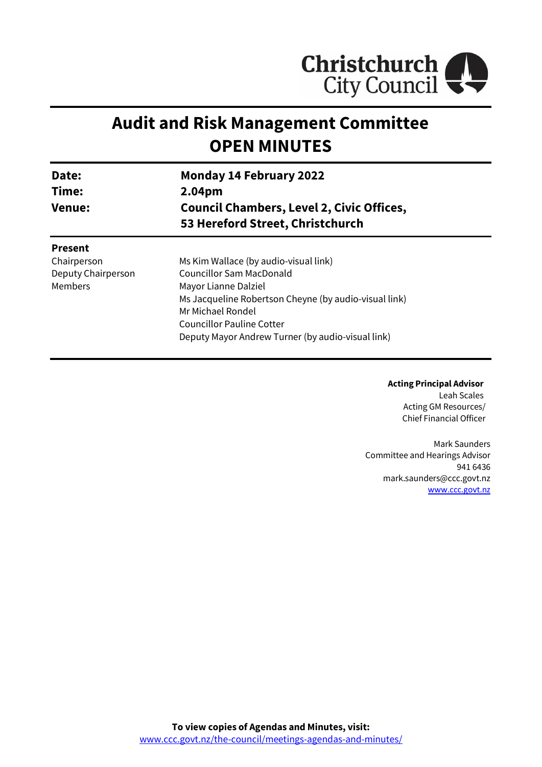Christchurch City Council

# Audit and Risk Management Committee
# OPEN MINUTES

| | |
|---|---|
| **Date:** | **Monday 14 February 2022** |
| **Time:** | **2.04pm** |
| **Venue:** | **Council Chambers, Level 2, Civic Offices, 53 Hereford Street, Christchurch** |

**Present**

| | |
|---|---|
| Chairperson | Ms Kim Wallace (by audio-visual link) |
| Deputy Chairperson | Councillor Sam MacDonald |
| Members | Mayor Lianne Dalziel |
| | Ms Jacqueline Robertson Cheyne (by audio-visual link) |
| | Mr Michael Rondel |
| | Councillor Pauline Cotter |
| | Deputy Mayor Andrew Turner (by audio-visual link) |

**Acting Principal Advisor**
Leah Scales
Acting GM Resources/
Chief Financial Officer

Mark Saunders
Committee and Hearings Advisor
941 6436
mark.saunders@ccc.govt.nz
www.ccc.govt.nz

**To view copies of Agendas and Minutes, visit:**
www.ccc.govt.nz/the-council/meetings-agendas-and-minutes/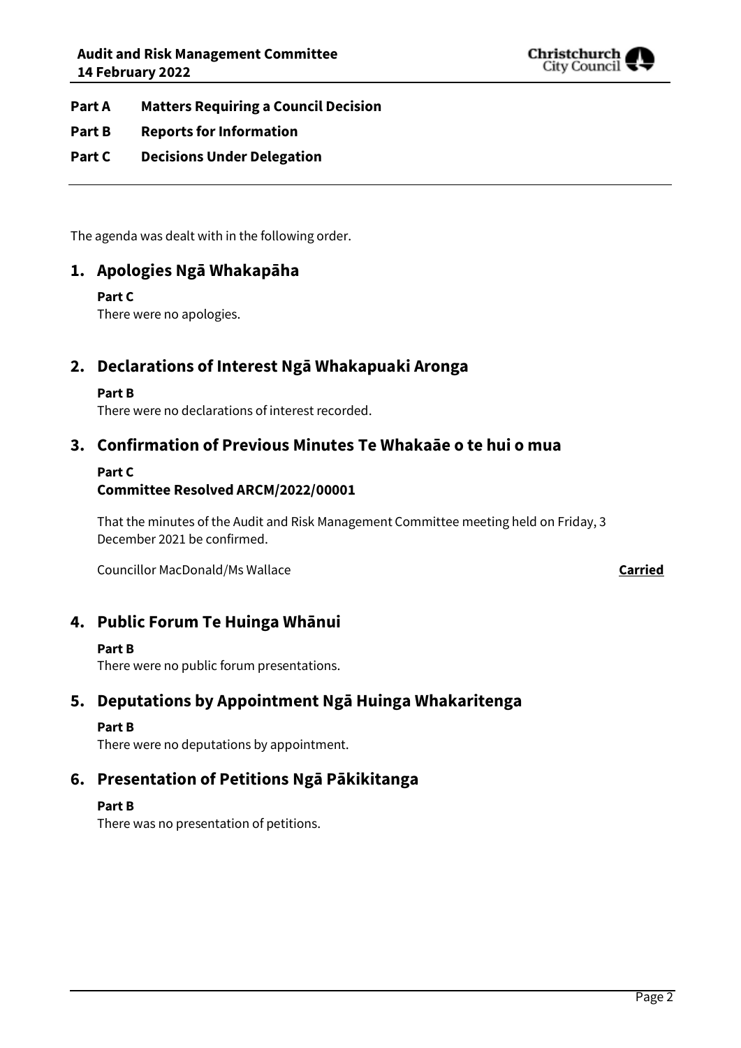**Part A  Matters Requiring a Council Decision**

**Part B  Reports for Information**

**Part C  Decisions Under Delegation**

---

The agenda was dealt with in the following order.

## 1. Apologies Ngā Whakapāha

**Part C**

There were no apologies.

## 2. Declarations of Interest Ngā Whakapuaki Aronga

**Part B**

There were no declarations of interest recorded.

## 3. Confirmation of Previous Minutes Te Whakaāe o te hui o mua

**Part C**

**Committee Resolved ARCM/2022/00001**

That the minutes of the Audit and Risk Management Committee meeting held on Friday, 3 December 2021 be confirmed.

Councillor MacDonald/Ms Wallace **Carried**

## 4. Public Forum Te Huinga Whānui

**Part B**

There were no public forum presentations.

## 5. Deputations by Appointment Ngā Huinga Whakaritenga

**Part B**

There were no deputations by appointment.

## 6. Presentation of Petitions Ngā Pākikitanga

**Part B**

There was no presentation of petitions.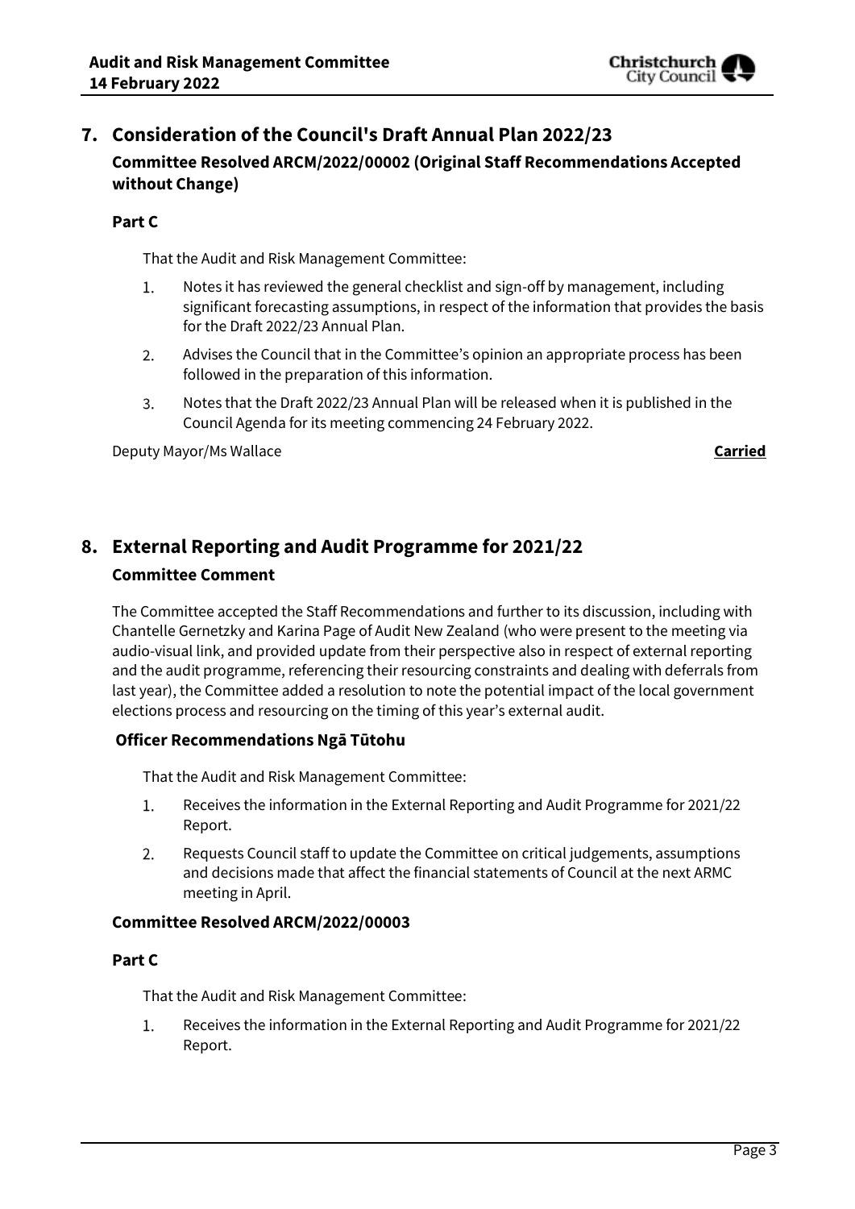## 7. Consideration of the Council's Draft Annual Plan 2022/23

### Committee Resolved ARCM/2022/00002 (Original Staff Recommendations Accepted without Change)

**Part C**

That the Audit and Risk Management Committee:

1. Notes it has reviewed the general checklist and sign-off by management, including significant forecasting assumptions, in respect of the information that provides the basis for the Draft 2022/23 Annual Plan.
2. Advises the Council that in the Committee's opinion an appropriate process has been followed in the preparation of this information.
3. Notes that the Draft 2022/23 Annual Plan will be released when it is published in the Council Agenda for its meeting commencing 24 February 2022.

Deputy Mayor/Ms Wallace **Carried**

## 8. External Reporting and Audit Programme for 2021/22

### Committee Comment

The Committee accepted the Staff Recommendations and further to its discussion, including with Chantelle Gernetzky and Karina Page of Audit New Zealand (who were present to the meeting via audio-visual link, and provided update from their perspective also in respect of external reporting and the audit programme, referencing their resourcing constraints and dealing with deferrals from last year), the Committee added a resolution to note the potential impact of the local government elections process and resourcing on the timing of this year's external audit.

### Officer Recommendations Ngā Tūtohu

That the Audit and Risk Management Committee:

1. Receives the information in the External Reporting and Audit Programme for 2021/22 Report.
2. Requests Council staff to update the Committee on critical judgements, assumptions and decisions made that affect the financial statements of Council at the next ARMC meeting in April.

### Committee Resolved ARCM/2022/00003

**Part C**

That the Audit and Risk Management Committee:

1. Receives the information in the External Reporting and Audit Programme for 2021/22 Report.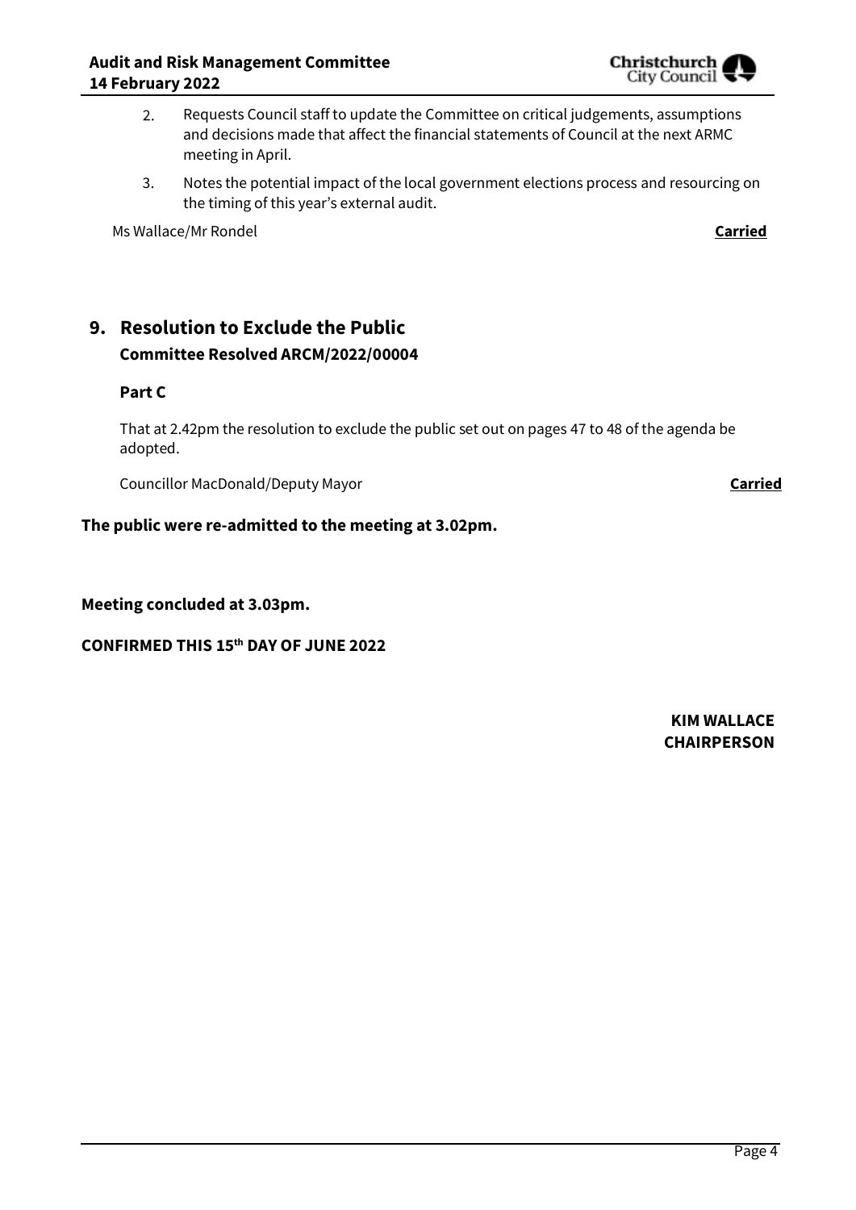2. Requests Council staff to update the Committee on critical judgements, assumptions and decisions made that affect the financial statements of Council at the next ARMC meeting in April.

3. Notes the potential impact of the local government elections process and resourcing on the timing of this year's external audit.

Ms Wallace/Mr Rondel **Carried**

## 9. Resolution to Exclude the Public

### Committee Resolved ARCM/2022/00004

**Part C**

That at 2.42pm the resolution to exclude the public set out on pages 47 to 48 of the agenda be adopted.

Councillor MacDonald/Deputy Mayor **Carried**

**The public were re-admitted to the meeting at 3.02pm.**

**Meeting concluded at 3.03pm.**

**CONFIRMED THIS 15th DAY OF JUNE 2022**

**KIM WALLACE**
**CHAIRPERSON**